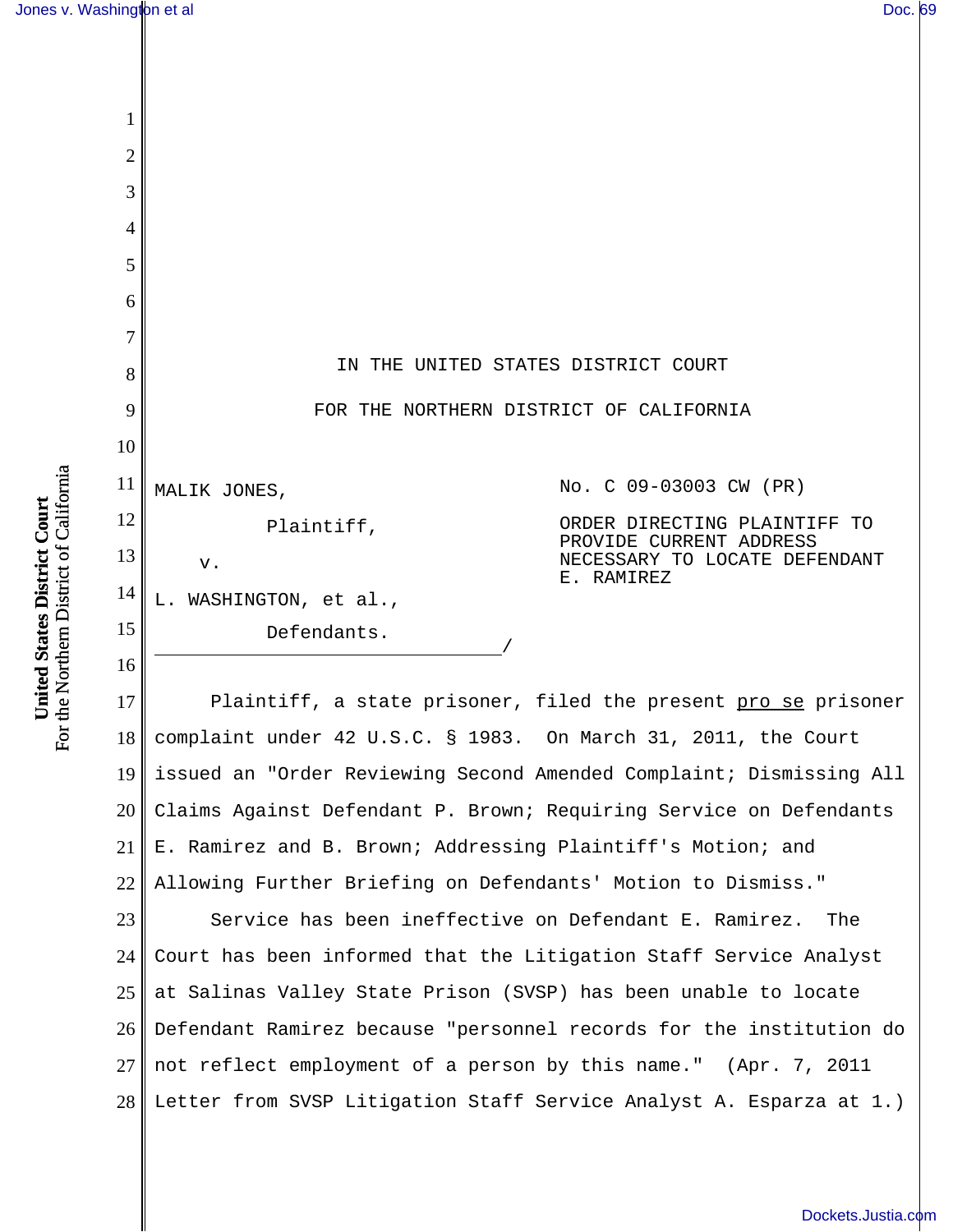IN THE UNITED STATES DISTRICT COURT

FOR THE NORTHERN DISTRICT OF CALIFORNIA

MALIK JONES,

Plaintiff,

v.

L. WASHINGTON, et al.,

Defendants.
_______________________________/

No. C 09-03003 CW (PR)

ORDER DIRECTING PLAINTIFF TO PROVIDE CURRENT ADDRESS NECESSARY TO LOCATE DEFENDANT E. RAMIREZ

Plaintiff, a state prisoner, filed the present pro se prisoner complaint under 42 U.S.C. § 1983. On March 31, 2011, the Court issued an "Order Reviewing Second Amended Complaint; Dismissing All Claims Against Defendant P. Brown; Requiring Service on Defendants E. Ramirez and B. Brown; Addressing Plaintiff's Motion; and Allowing Further Briefing on Defendants' Motion to Dismiss."

Service has been ineffective on Defendant E. Ramirez. The Court has been informed that the Litigation Staff Service Analyst at Salinas Valley State Prison (SVSP) has been unable to locate Defendant Ramirez because "personnel records for the institution do not reflect employment of a person by this name." (Apr. 7, 2011 Letter from SVSP Litigation Staff Service Analyst A. Esparza at 1.)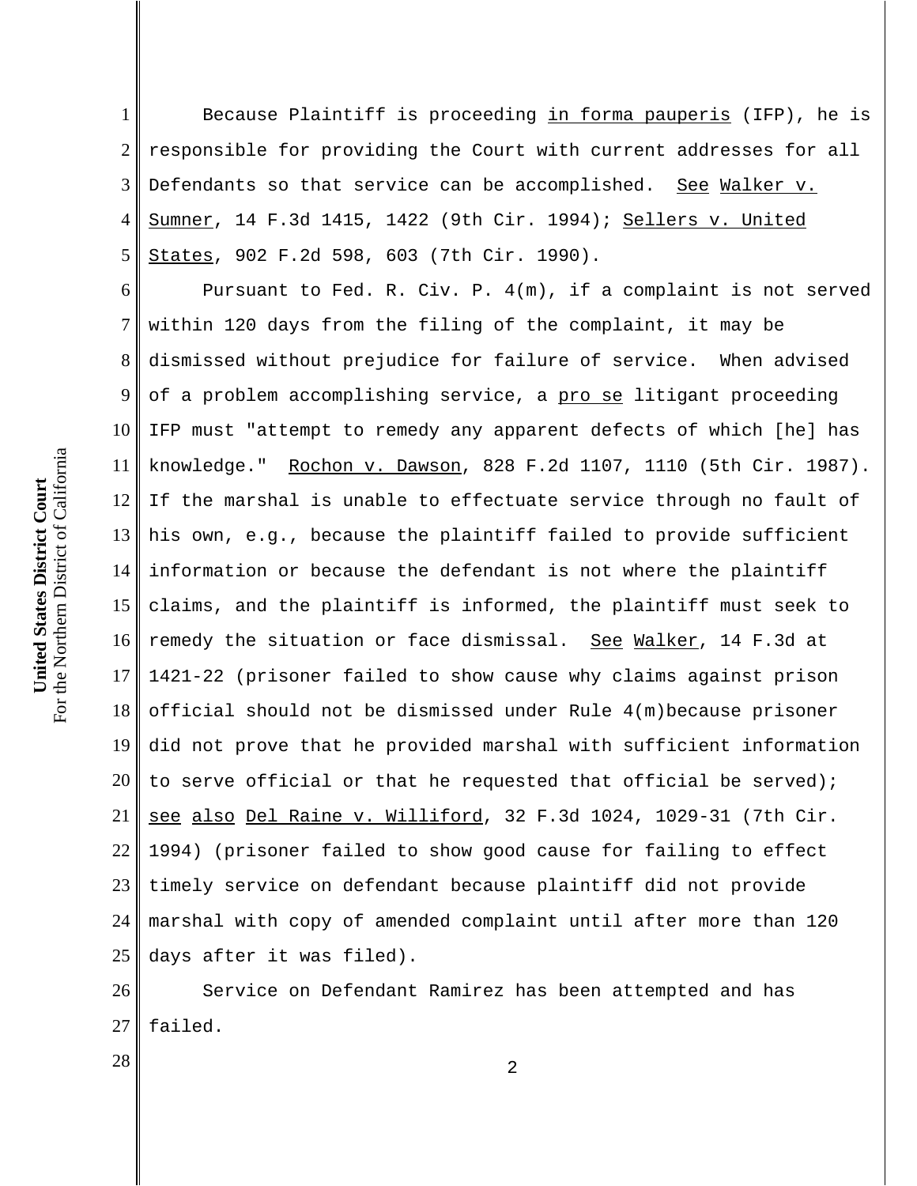Because Plaintiff is proceeding in forma pauperis (IFP), he is responsible for providing the Court with current addresses for all Defendants so that service can be accomplished. See Walker v. Sumner, 14 F.3d 1415, 1422 (9th Cir. 1994); Sellers v. United States, 902 F.2d 598, 603 (7th Cir. 1990).

Pursuant to Fed. R. Civ. P. 4(m), if a complaint is not served within 120 days from the filing of the complaint, it may be dismissed without prejudice for failure of service. When advised of a problem accomplishing service, a pro se litigant proceeding IFP must "attempt to remedy any apparent defects of which [he] has knowledge." Rochon v. Dawson, 828 F.2d 1107, 1110 (5th Cir. 1987). If the marshal is unable to effectuate service through no fault of his own, e.g., because the plaintiff failed to provide sufficient information or because the defendant is not where the plaintiff claims, and the plaintiff is informed, the plaintiff must seek to remedy the situation or face dismissal. See Walker, 14 F.3d at 1421-22 (prisoner failed to show cause why claims against prison official should not be dismissed under Rule 4(m)because prisoner did not prove that he provided marshal with sufficient information to serve official or that he requested that official be served); see also Del Raine v. Williford, 32 F.3d 1024, 1029-31 (7th Cir. 1994) (prisoner failed to show good cause for failing to effect timely service on defendant because plaintiff did not provide marshal with copy of amended complaint until after more than 120 days after it was filed).

Service on Defendant Ramirez has been attempted and has failed.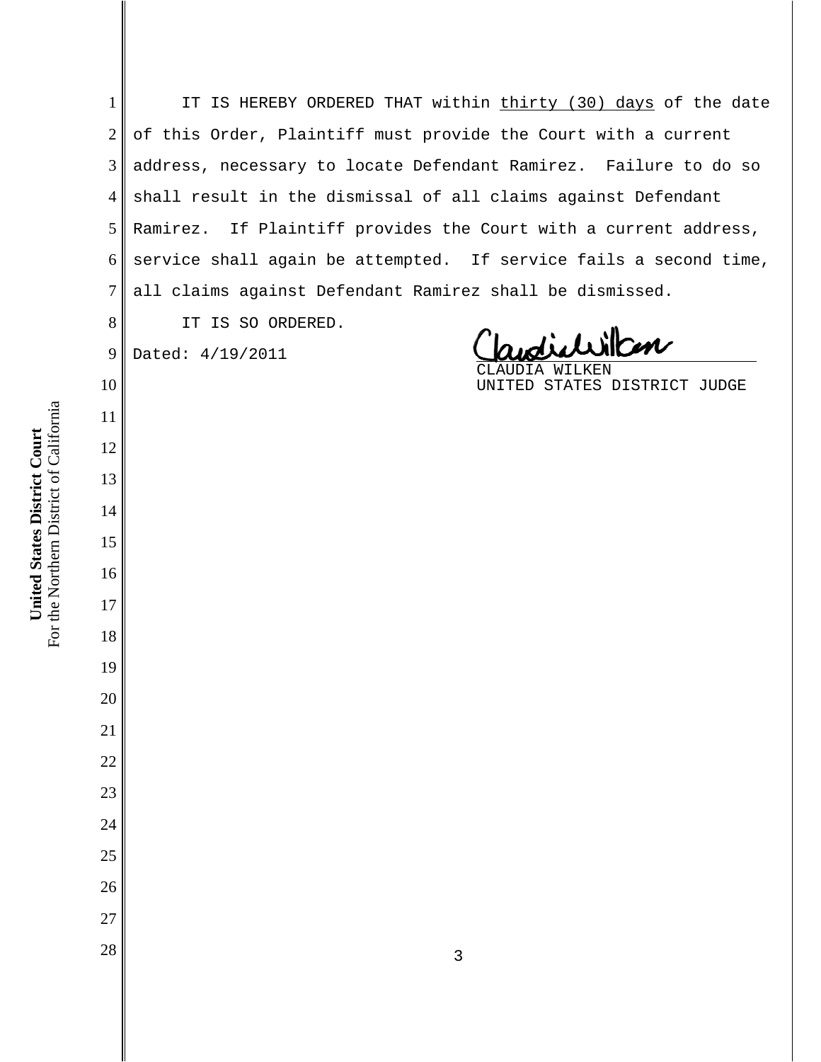IT IS HEREBY ORDERED THAT within <u>thirty (30) days</u> of the date of this Order, Plaintiff must provide the Court with a current address, necessary to locate Defendant Ramirez. Failure to do so shall result in the dismissal of all claims against Defendant Ramirez. If Plaintiff provides the Court with a current address, service shall again be attempted. If service fails a second time, all claims against Defendant Ramirez shall be dismissed.

IT IS SO ORDERED.

Dated: 4/19/2011

CLAUDIA WILKEN
UNITED STATES DISTRICT JUDGE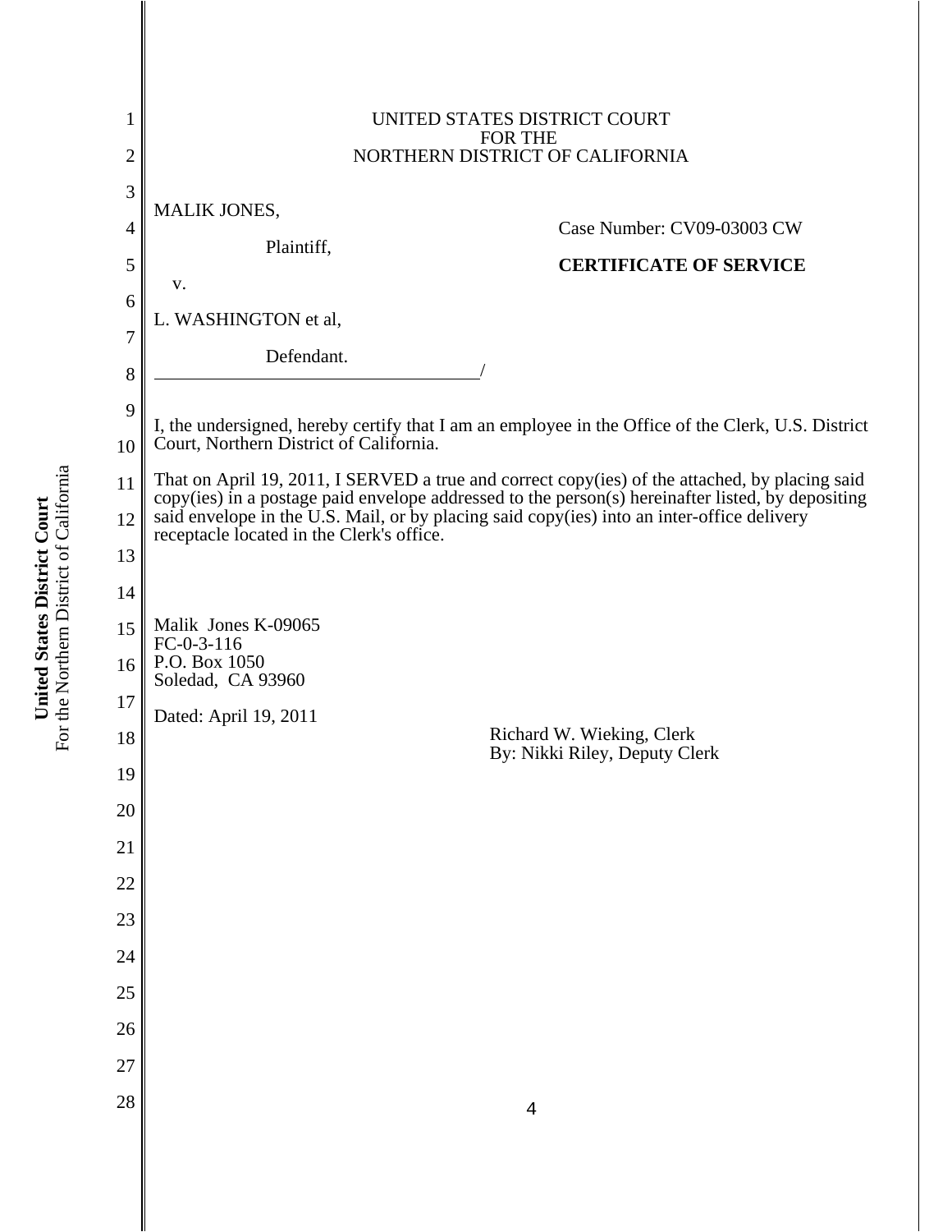UNITED STATES DISTRICT COURT
FOR THE
NORTHERN DISTRICT OF CALIFORNIA

MALIK JONES,

Plaintiff,

v.

L. WASHINGTON et al,

Defendant.
_____________________________________/

Case Number: CV09-03003 CW

**CERTIFICATE OF SERVICE**

I, the undersigned, hereby certify that I am an employee in the Office of the Clerk, U.S. District Court, Northern District of California.

That on April 19, 2011, I SERVED a true and correct copy(ies) of the attached, by placing said copy(ies) in a postage paid envelope addressed to the person(s) hereinafter listed, by depositing said envelope in the U.S. Mail, or by placing said copy(ies) into an inter-office delivery receptacle located in the Clerk's office.

Malik Jones K-09065
FC-0-3-116
P.O. Box 1050
Soledad, CA 93960

Dated: April 19, 2011

Richard W. Wieking, Clerk
By: Nikki Riley, Deputy Clerk